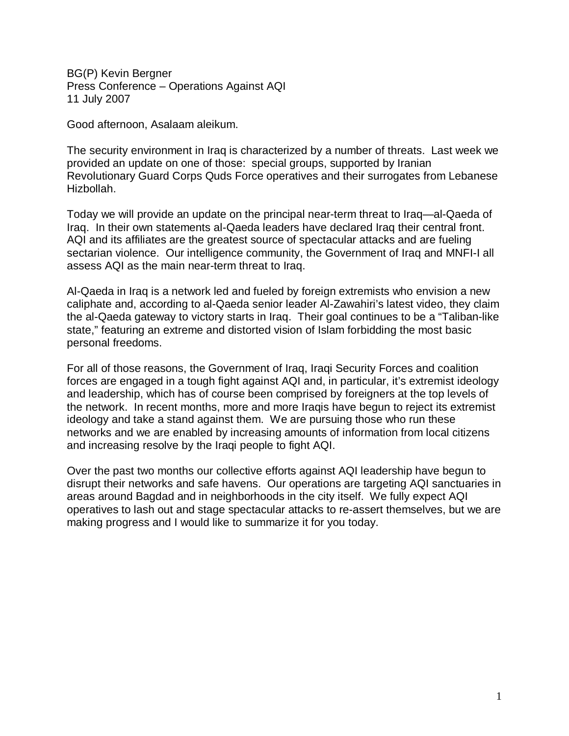BG(P) Kevin Bergner
Press Conference – Operations Against AQI
11 July 2007

Good afternoon, Asalaam aleikum.

The security environment in Iraq is characterized by a number of threats. Last week we provided an update on one of those: special groups, supported by Iranian Revolutionary Guard Corps Quds Force operatives and their surrogates from Lebanese Hizbollah.

Today we will provide an update on the principal near-term threat to Iraq—al-Qaeda of Iraq. In their own statements al-Qaeda leaders have declared Iraq their central front. AQI and its affiliates are the greatest source of spectacular attacks and are fueling sectarian violence. Our intelligence community, the Government of Iraq and MNFI-I all assess AQI as the main near-term threat to Iraq.

Al-Qaeda in Iraq is a network led and fueled by foreign extremists who envision a new caliphate and, according to al-Qaeda senior leader Al-Zawahiri's latest video, they claim the al-Qaeda gateway to victory starts in Iraq. Their goal continues to be a "Taliban-like state," featuring an extreme and distorted vision of Islam forbidding the most basic personal freedoms.

For all of those reasons, the Government of Iraq, Iraqi Security Forces and coalition forces are engaged in a tough fight against AQI and, in particular, it's extremist ideology and leadership, which has of course been comprised by foreigners at the top levels of the network. In recent months, more and more Iraqis have begun to reject its extremist ideology and take a stand against them. We are pursuing those who run these networks and we are enabled by increasing amounts of information from local citizens and increasing resolve by the Iraqi people to fight AQI.

Over the past two months our collective efforts against AQI leadership have begun to disrupt their networks and safe havens. Our operations are targeting AQI sanctuaries in areas around Bagdad and in neighborhoods in the city itself. We fully expect AQI operatives to lash out and stage spectacular attacks to re-assert themselves, but we are making progress and I would like to summarize it for you today.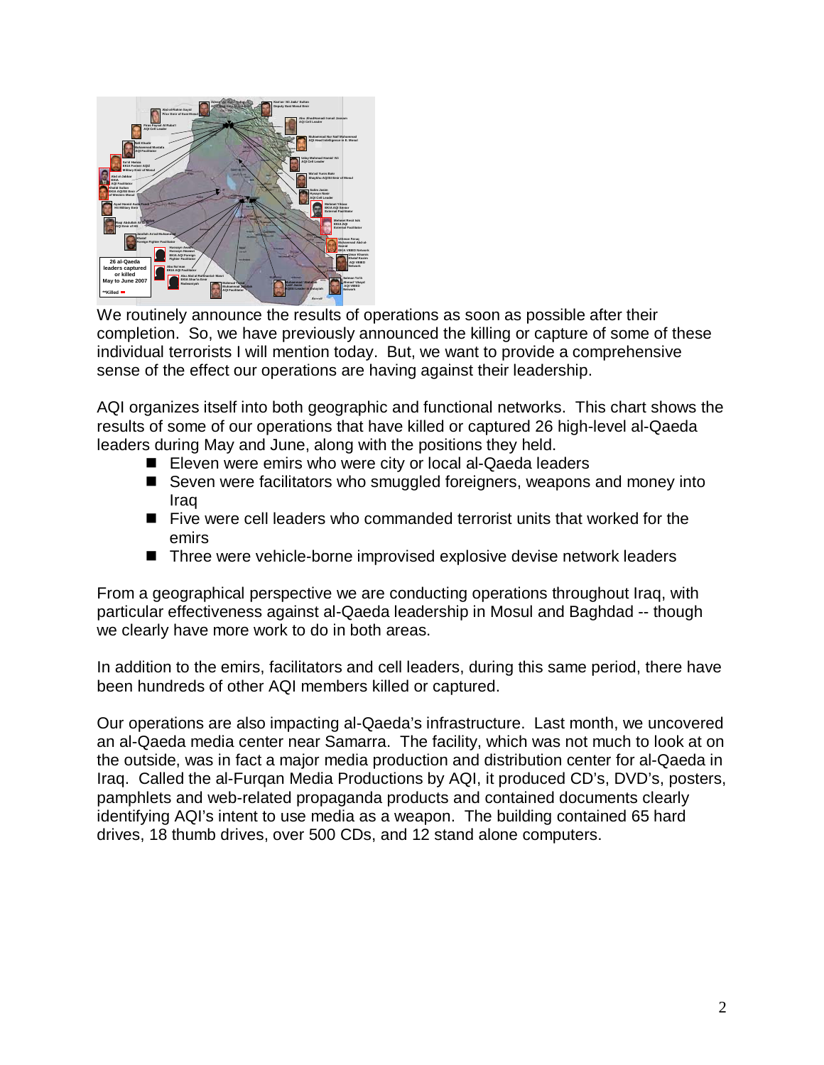We routinely announce the results of operations as soon as possible after their completion. So, we have previously announced the killing or capture of some of these individual terrorists I will mention today. But, we want to provide a comprehensive sense of the effect our operations are having against their leadership.

AQI organizes itself into both geographic and functional networks. This chart shows the results of some of our operations that have killed or captured 26 high-level al-Qaeda leaders during May and June, along with the positions they held.

- Eleven were emirs who were city or local al-Qaeda leaders
- Seven were facilitators who smuggled foreigners, weapons and money into Iraq
- Five were cell leaders who commanded terrorist units that worked for the emirs
- Three were vehicle-borne improvised explosive devise network leaders

From a geographical perspective we are conducting operations throughout Iraq, with particular effectiveness against al-Qaeda leadership in Mosul and Baghdad -- though we clearly have more work to do in both areas.

In addition to the emirs, facilitators and cell leaders, during this same period, there have been hundreds of other AQI members killed or captured.

Our operations are also impacting al-Qaeda's infrastructure. Last month, we uncovered an al-Qaeda media center near Samarra. The facility, which was not much to look at on the outside, was in fact a major media production and distribution center for al-Qaeda in Iraq. Called the al-Furqan Media Productions by AQI, it produced CD's, DVD's, posters, pamphlets and web-related propaganda products and contained documents clearly identifying AQI's intent to use media as a weapon. The building contained 65 hard drives, 18 thumb drives, over 500 CDs, and 12 stand alone computers.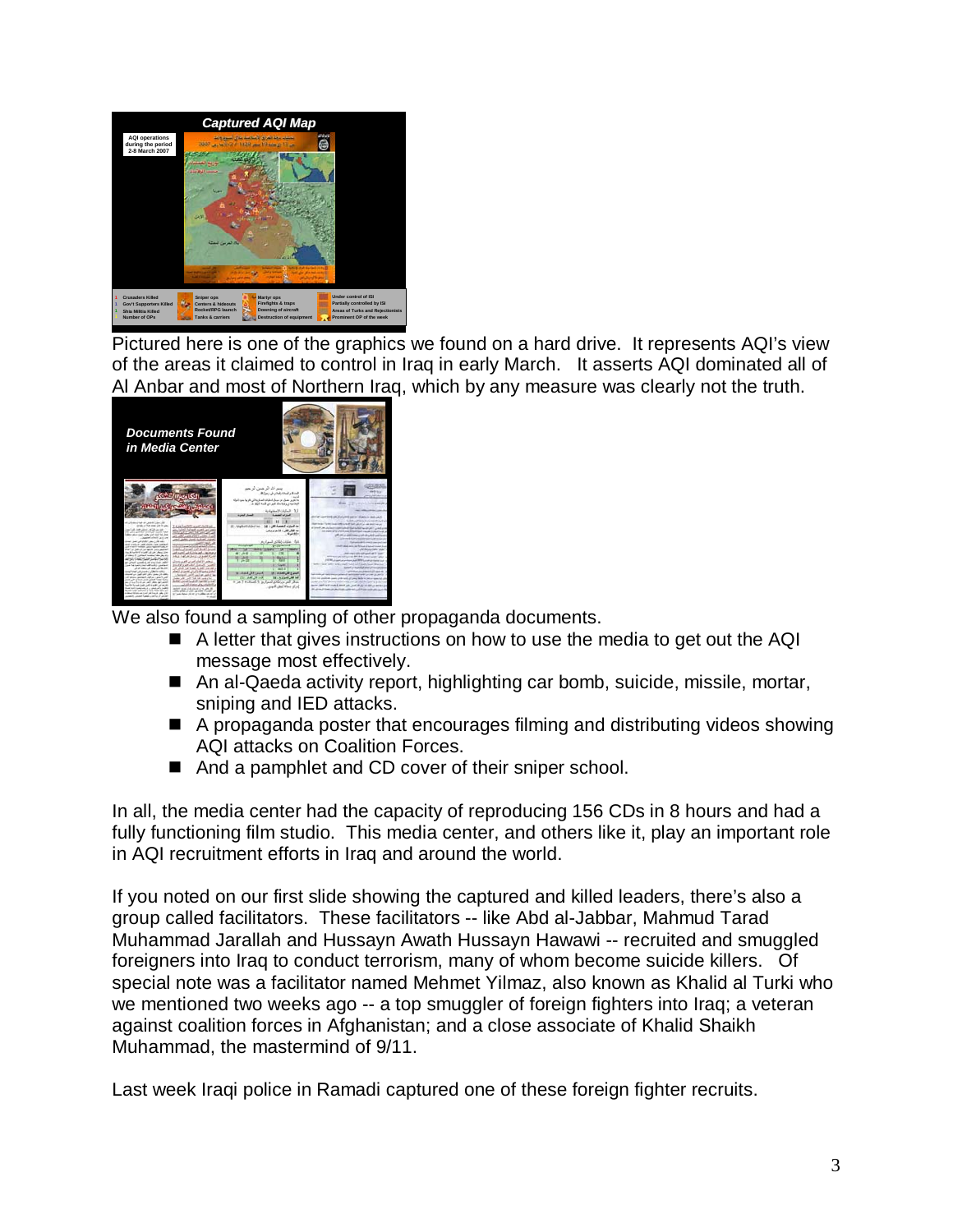Pictured here is one of the graphics we found on a hard drive. It represents AQI's view of the areas it claimed to control in Iraq in early March. It asserts AQI dominated all of Al Anbar and most of Northern Iraq, which by any measure was clearly not the truth.

We also found a sampling of other propaganda documents.

- A letter that gives instructions on how to use the media to get out the AQI message most effectively.
- An al-Qaeda activity report, highlighting car bomb, suicide, missile, mortar, sniping and IED attacks.
- A propaganda poster that encourages filming and distributing videos showing AQI attacks on Coalition Forces.
- And a pamphlet and CD cover of their sniper school.

In all, the media center had the capacity of reproducing 156 CDs in 8 hours and had a fully functioning film studio. This media center, and others like it, play an important role in AQI recruitment efforts in Iraq and around the world.

If you noted on our first slide showing the captured and killed leaders, there's also a group called facilitators. These facilitators -- like Abd al-Jabbar, Mahmud Tarad Muhammad Jarallah and Hussayn Awath Hussayn Hawawi -- recruited and smuggled foreigners into Iraq to conduct terrorism, many of whom become suicide killers. Of special note was a facilitator named Mehmet Yilmaz, also known as Khalid al Turki who we mentioned two weeks ago -- a top smuggler of foreign fighters into Iraq; a veteran against coalition forces in Afghanistan; and a close associate of Khalid Shaikh Muhammad, the mastermind of 9/11.

Last week Iraqi police in Ramadi captured one of these foreign fighter recruits.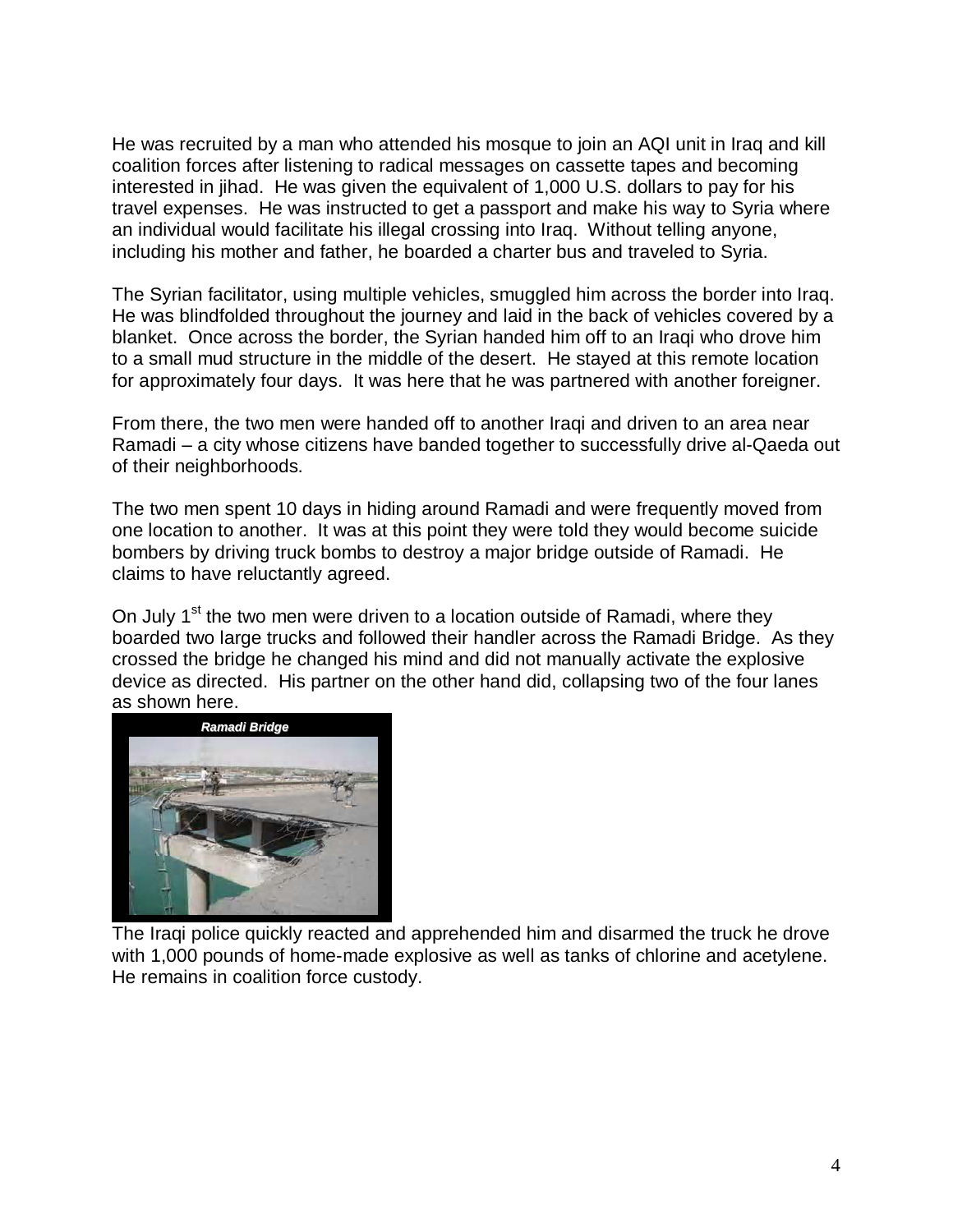He was recruited by a man who attended his mosque to join an AQI unit in Iraq and kill coalition forces after listening to radical messages on cassette tapes and becoming interested in jihad. He was given the equivalent of 1,000 U.S. dollars to pay for his travel expenses. He was instructed to get a passport and make his way to Syria where an individual would facilitate his illegal crossing into Iraq. Without telling anyone, including his mother and father, he boarded a charter bus and traveled to Syria.

The Syrian facilitator, using multiple vehicles, smuggled him across the border into Iraq. He was blindfolded throughout the journey and laid in the back of vehicles covered by a blanket. Once across the border, the Syrian handed him off to an Iraqi who drove him to a small mud structure in the middle of the desert. He stayed at this remote location for approximately four days. It was here that he was partnered with another foreigner.

From there, the two men were handed off to another Iraqi and driven to an area near Ramadi – a city whose citizens have banded together to successfully drive al-Qaeda out of their neighborhoods.

The two men spent 10 days in hiding around Ramadi and were frequently moved from one location to another. It was at this point they were told they would become suicide bombers by driving truck bombs to destroy a major bridge outside of Ramadi. He claims to have reluctantly agreed.

On July 1st the two men were driven to a location outside of Ramadi, where they boarded two large trucks and followed their handler across the Ramadi Bridge. As they crossed the bridge he changed his mind and did not manually activate the explosive device as directed. His partner on the other hand did, collapsing two of the four lanes as shown here.

*Ramadi Bridge*

The Iraqi police quickly reacted and apprehended him and disarmed the truck he drove with 1,000 pounds of home-made explosive as well as tanks of chlorine and acetylene. He remains in coalition force custody.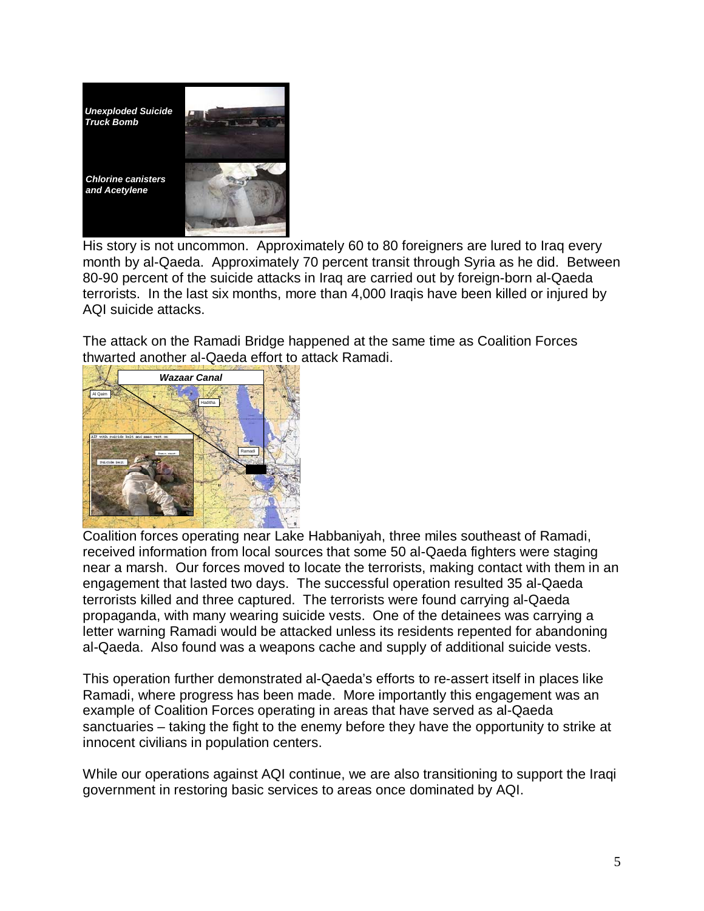*Unexploded Suicide Truck Bomb*

*Chlorine canisters and Acetylene*

His story is not uncommon. Approximately 60 to 80 foreigners are lured to Iraq every month by al-Qaeda. Approximately 70 percent transit through Syria as he did. Between 80-90 percent of the suicide attacks in Iraq are carried out by foreign-born al-Qaeda terrorists. In the last six months, more than 4,000 Iraqis have been killed or injured by AQI suicide attacks.

The attack on the Ramadi Bridge happened at the same time as Coalition Forces thwarted another al-Qaeda effort to attack Ramadi.

*Wazaar Canal*

Coalition forces operating near Lake Habbaniyah, three miles southeast of Ramadi, received information from local sources that some 50 al-Qaeda fighters were staging near a marsh. Our forces moved to locate the terrorists, making contact with them in an engagement that lasted two days. The successful operation resulted 35 al-Qaeda terrorists killed and three captured. The terrorists were found carrying al-Qaeda propaganda, with many wearing suicide vests. One of the detainees was carrying a letter warning Ramadi would be attacked unless its residents repented for abandoning al-Qaeda. Also found was a weapons cache and supply of additional suicide vests.

This operation further demonstrated al-Qaeda's efforts to re-assert itself in places like Ramadi, where progress has been made. More importantly this engagement was an example of Coalition Forces operating in areas that have served as al-Qaeda sanctuaries – taking the fight to the enemy before they have the opportunity to strike at innocent civilians in population centers.

While our operations against AQI continue, we are also transitioning to support the Iraqi government in restoring basic services to areas once dominated by AQI.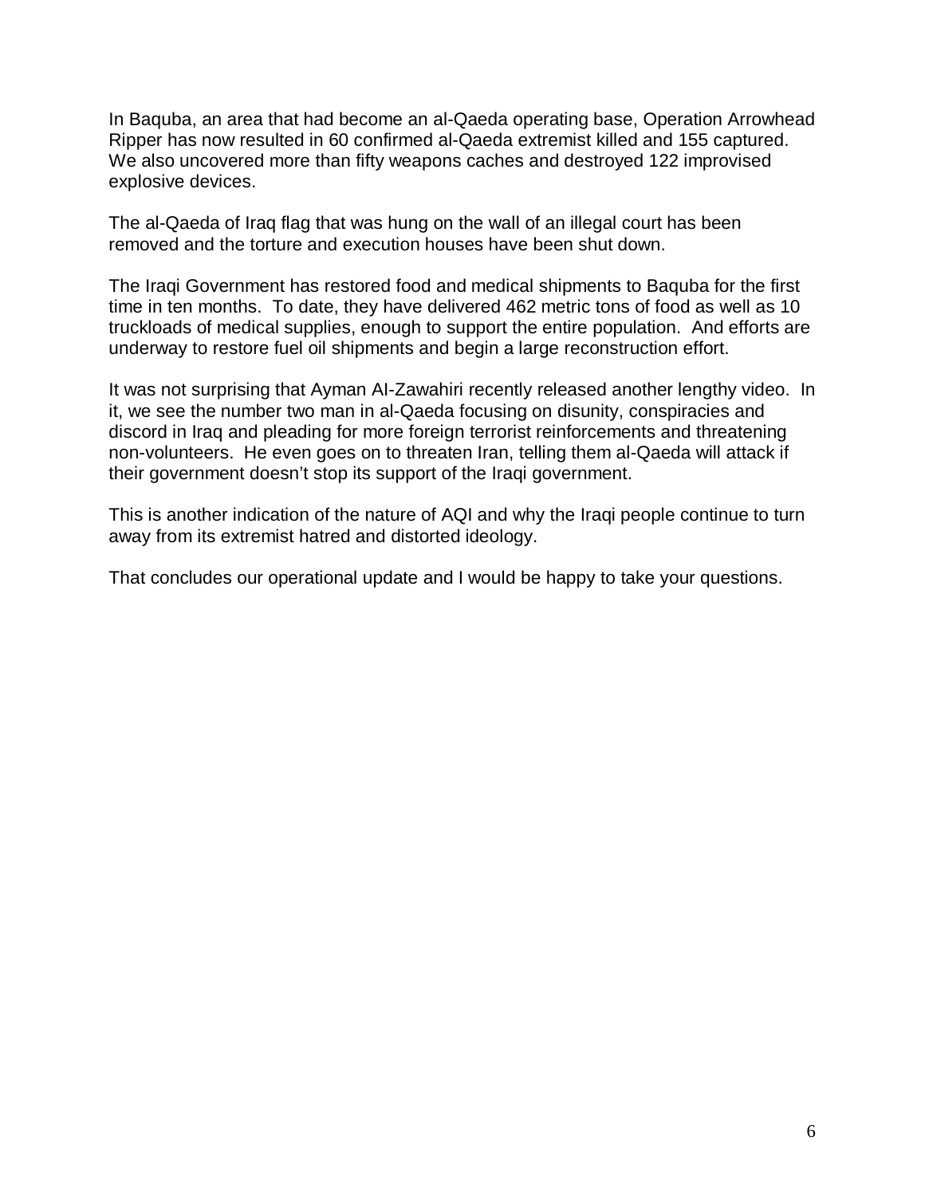In Baquba, an area that had become an al-Qaeda operating base, Operation Arrowhead Ripper has now resulted in 60 confirmed al-Qaeda extremist killed and 155 captured. We also uncovered more than fifty weapons caches and destroyed 122 improvised explosive devices.

The al-Qaeda of Iraq flag that was hung on the wall of an illegal court has been removed and the torture and execution houses have been shut down.

The Iraqi Government has restored food and medical shipments to Baquba for the first time in ten months. To date, they have delivered 462 metric tons of food as well as 10 truckloads of medical supplies, enough to support the entire population. And efforts are underway to restore fuel oil shipments and begin a large reconstruction effort.

It was not surprising that Ayman Al-Zawahiri recently released another lengthy video. In it, we see the number two man in al-Qaeda focusing on disunity, conspiracies and discord in Iraq and pleading for more foreign terrorist reinforcements and threatening non-volunteers. He even goes on to threaten Iran, telling them al-Qaeda will attack if their government doesn't stop its support of the Iraqi government.

This is another indication of the nature of AQI and why the Iraqi people continue to turn away from its extremist hatred and distorted ideology.

That concludes our operational update and I would be happy to take your questions.